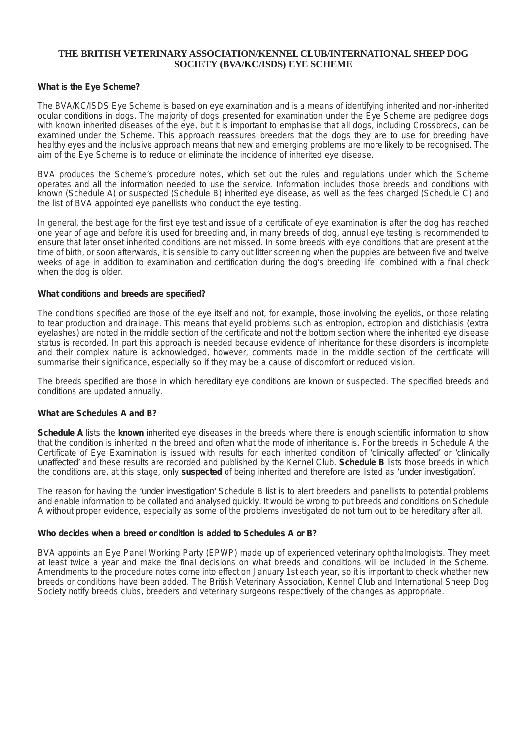# THE BRITISH VETERINARY ASSOCIATION/KENNEL CLUB/INTERNATIONAL SHEEP DOG SOCIETY (BVA/KC/ISDS) EYE SCHEME

**What is the Eye Scheme?**

The BVA/KC/ISDS Eye Scheme is based on eye examination and is a means of identifying inherited and non-inherited ocular conditions in dogs. The majority of dogs presented for examination under the Eye Scheme are pedigree dogs with known inherited diseases of the eye, but it is important to emphasise that all dogs, including Crossbreds, can be examined under the Scheme. This approach reassures breeders that the dogs they are to use for breeding have healthy eyes and the inclusive approach means that new and emerging problems are more likely to be recognised. The aim of the Eye Scheme is to reduce or eliminate the incidence of inherited eye disease.

BVA produces the Scheme's procedure notes, which set out the rules and regulations under which the Scheme operates and all the information needed to use the service. Information includes those breeds and conditions with known (Schedule A) or suspected (Schedule B) inherited eye disease, as well as the fees charged (Schedule C) and the list of BVA appointed eye panellists who conduct the eye testing.

In general, the best age for the first eye test and issue of a certificate of eye examination is after the dog has reached one year of age and before it is used for breeding and, in many breeds of dog, annual eye testing is recommended to ensure that later onset inherited conditions are not missed. In some breeds with eye conditions that are present at the time of birth, or soon afterwards, it is sensible to carry out litter screening when the puppies are between five and twelve weeks of age in addition to examination and certification during the dog's breeding life, combined with a final check when the dog is older.

**What conditions and breeds are specified?**

The conditions specified are those of the eye itself and not, for example, those involving the eyelids, or those relating to tear production and drainage. This means that eyelid problems such as entropion, ectropion and distichiasis (extra eyelashes) are noted in the middle section of the certificate and not the bottom section where the inherited eye disease status is recorded. In part this approach is needed because evidence of inheritance for these disorders is incomplete and their complex nature is acknowledged, however, comments made in the middle section of the certificate will summarise their significance, especially so if they may be a cause of discomfort or reduced vision.

The breeds specified are those in which hereditary eye conditions are known or suspected. The specified breeds and conditions are updated annually.

**What are Schedules A and B?**

**Schedule A** lists the **known** inherited eye diseases in the breeds where there is enough scientific information to show that the condition is inherited in the breed and often what the mode of inheritance is. For the breeds in Schedule A the Certificate of Eye Examination is issued with results for each inherited condition of 'clinically affected' or 'clinically unaffected' and these results are recorded and published by the Kennel Club. **Schedule B** lists those breeds in which the conditions are, at this stage, only **suspected** of being inherited and therefore are listed as 'under investigation'.

The reason for having the 'under investigation' Schedule B list is to alert breeders and panellists to potential problems and enable information to be collated and analysed quickly. It would be wrong to put breeds and conditions on Schedule A without proper evidence, especially as some of the problems investigated do not turn out to be hereditary after all.

**Who decides when a breed or condition is added to Schedules A or B?**

BVA appoints an Eye Panel Working Party (EPWP) made up of experienced veterinary ophthalmologists. They meet at least twice a year and make the final decisions on what breeds and conditions will be included in the Scheme. Amendments to the procedure notes come into effect on January 1st each year, so it is important to check whether new breeds or conditions have been added. The British Veterinary Association, Kennel Club and International Sheep Dog Society notify breeds clubs, breeders and veterinary surgeons respectively of the changes as appropriate.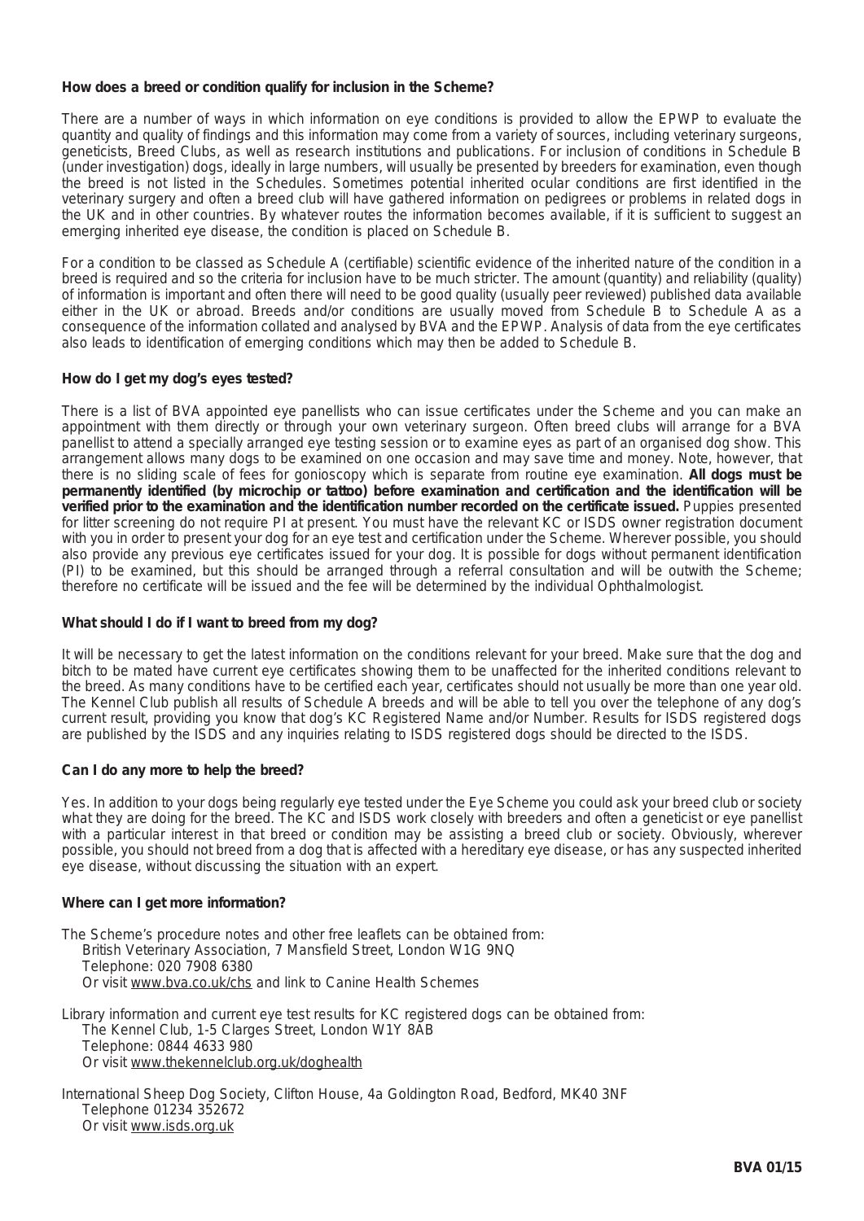### How does a breed or condition qualify for inclusion in the Scheme?

There are a number of ways in which information on eye conditions is provided to allow the EPWP to evaluate the quantity and quality of findings and this information may come from a variety of sources, including veterinary surgeons, geneticists, Breed Clubs, as well as research institutions and publications. For inclusion of conditions in Schedule B (under investigation) dogs, ideally in large numbers, will usually be presented by breeders for examination, even though the breed is not listed in the Schedules. Sometimes potential inherited ocular conditions are first identified in the veterinary surgery and often a breed club will have gathered information on pedigrees or problems in related dogs in the UK and in other countries. By whatever routes the information becomes available, if it is sufficient to suggest an emerging inherited eye disease, the condition is placed on Schedule B.

For a condition to be classed as Schedule A (certifiable) scientific evidence of the inherited nature of the condition in a breed is required and so the criteria for inclusion have to be much stricter. The amount (quantity) and reliability (quality) of information is important and often there will need to be good quality (usually peer reviewed) published data available either in the UK or abroad. Breeds and/or conditions are usually moved from Schedule B to Schedule A as a consequence of the information collated and analysed by BVA and the EPWP. Analysis of data from the eye certificates also leads to identification of emerging conditions which may then be added to Schedule B.

### How do I get my dog's eyes tested?

There is a list of BVA appointed eye panellists who can issue certificates under the Scheme and you can make an appointment with them directly or through your own veterinary surgeon. Often breed clubs will arrange for a BVA panellist to attend a specially arranged eye testing session or to examine eyes as part of an organised dog show. This arrangement allows many dogs to be examined on one occasion and may save time and money. Note, however, that there is no sliding scale of fees for gonioscopy which is separate from routine eye examination. **All dogs must be permanently identified (by microchip or tattoo) before examination and certification and the identification will be verified prior to the examination and the identification number recorded on the certificate issued.** Puppies presented for litter screening do not require PI at present. You must have the relevant KC or ISDS owner registration document with you in order to present your dog for an eye test and certification under the Scheme. Wherever possible, you should also provide any previous eye certificates issued for your dog. It is possible for dogs without permanent identification (PI) to be examined, but this should be arranged through a referral consultation and will be outwith the Scheme; therefore no certificate will be issued and the fee will be determined by the individual Ophthalmologist.

### What should I do if I want to breed from my dog?

It will be necessary to get the latest information on the conditions relevant for your breed. Make sure that the dog and bitch to be mated have current eye certificates showing them to be unaffected for the inherited conditions relevant to the breed. As many conditions have to be certified each year, certificates should not usually be more than one year old. The Kennel Club publish all results of Schedule A breeds and will be able to tell you over the telephone of any dog's current result, providing you know that dog's KC Registered Name and/or Number. Results for ISDS registered dogs are published by the ISDS and any inquiries relating to ISDS registered dogs should be directed to the ISDS.

### Can I do any more to help the breed?

Yes. In addition to your dogs being regularly eye tested under the Eye Scheme you could ask your breed club or society what they are doing for the breed. The KC and ISDS work closely with breeders and often a geneticist or eye panellist with a particular interest in that breed or condition may be assisting a breed club or society. Obviously, wherever possible, you should not breed from a dog that is affected with a hereditary eye disease, or has any suspected inherited eye disease, without discussing the situation with an expert.

### Where can I get more information?

The Scheme's procedure notes and other free leaflets can be obtained from:
British Veterinary Association, 7 Mansfield Street, London W1G 9NQ
Telephone: 020 7908 6380
Or visit www.bva.co.uk/chs and link to Canine Health Schemes

Library information and current eye test results for KC registered dogs can be obtained from:
The Kennel Club, 1-5 Clarges Street, London W1Y 8AB
Telephone: 0844 4633 980
Or visit www.thekennelclub.org.uk/doghealth

International Sheep Dog Society, Clifton House, 4a Goldington Road, Bedford, MK40 3NF
Telephone 01234 352672
Or visit www.isds.org.uk

BVA 01/15